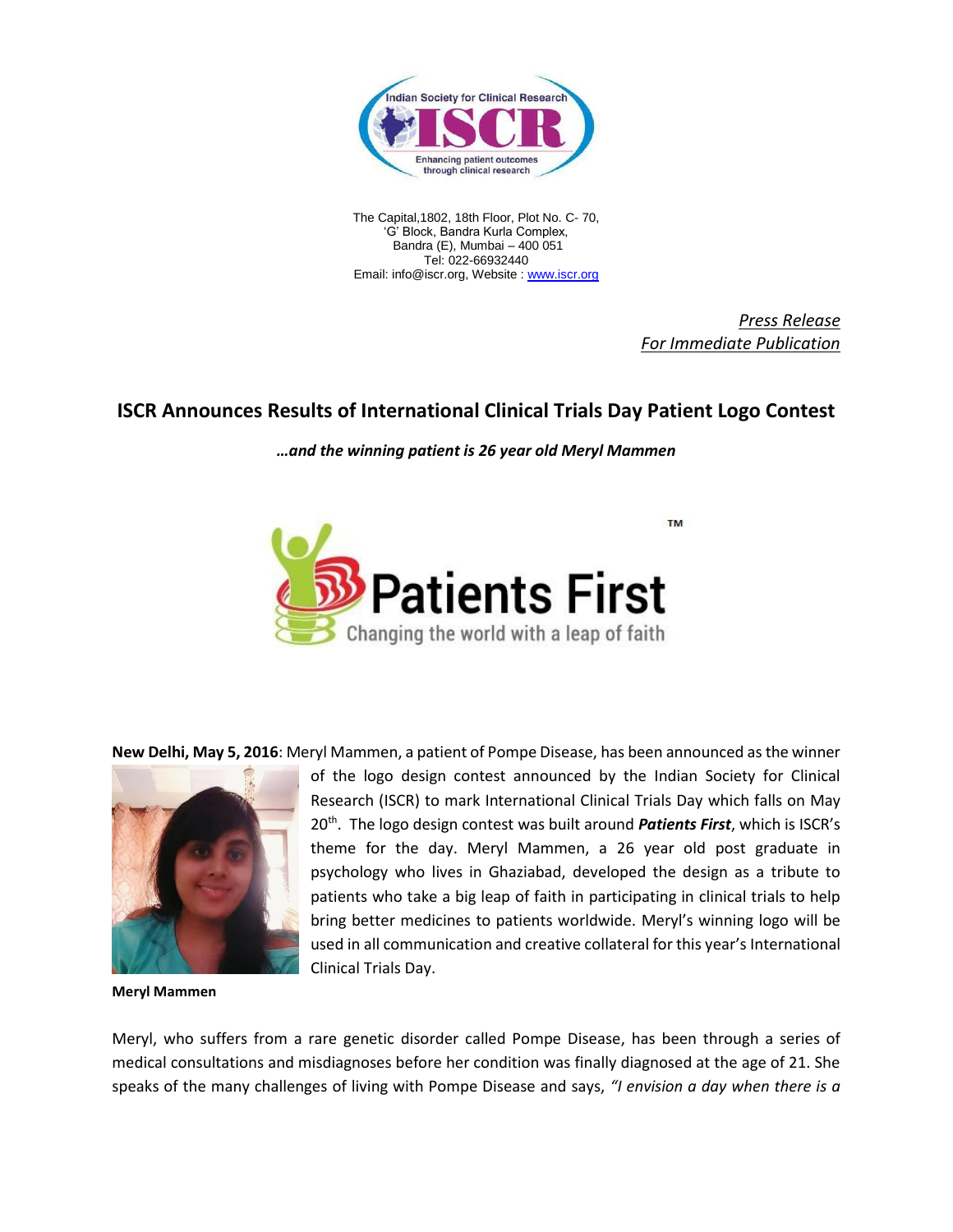The Capital,1802, 18th Floor, Plot No. C- 70,
'G' Block, Bandra Kurla Complex,
Bandra (E), Mumbai – 400 051
Tel: 022-66932440
Email: info@iscr.org, Website : www.iscr.org

*Press Release*
*For Immediate Publication*

# ISCR Announces Results of International Clinical Trials Day Patient Logo Contest

***…and the winning patient is 26 year old Meryl Mammen***

**New Delhi, May 5, 2016**: Meryl Mammen, a patient of Pompe Disease, has been announced as the winner of the logo design contest announced by the Indian Society for Clinical Research (ISCR) to mark International Clinical Trials Day which falls on May 20th. The logo design contest was built around ***Patients First***, which is ISCR's theme for the day. Meryl Mammen, a 26 year old post graduate in psychology who lives in Ghaziabad, developed the design as a tribute to patients who take a big leap of faith in participating in clinical trials to help bring better medicines to patients worldwide. Meryl's winning logo will be used in all communication and creative collateral for this year's International Clinical Trials Day.

**Meryl Mammen**

Meryl, who suffers from a rare genetic disorder called Pompe Disease, has been through a series of medical consultations and misdiagnoses before her condition was finally diagnosed at the age of 21. She speaks of the many challenges of living with Pompe Disease and says, *"I envision a day when there is a*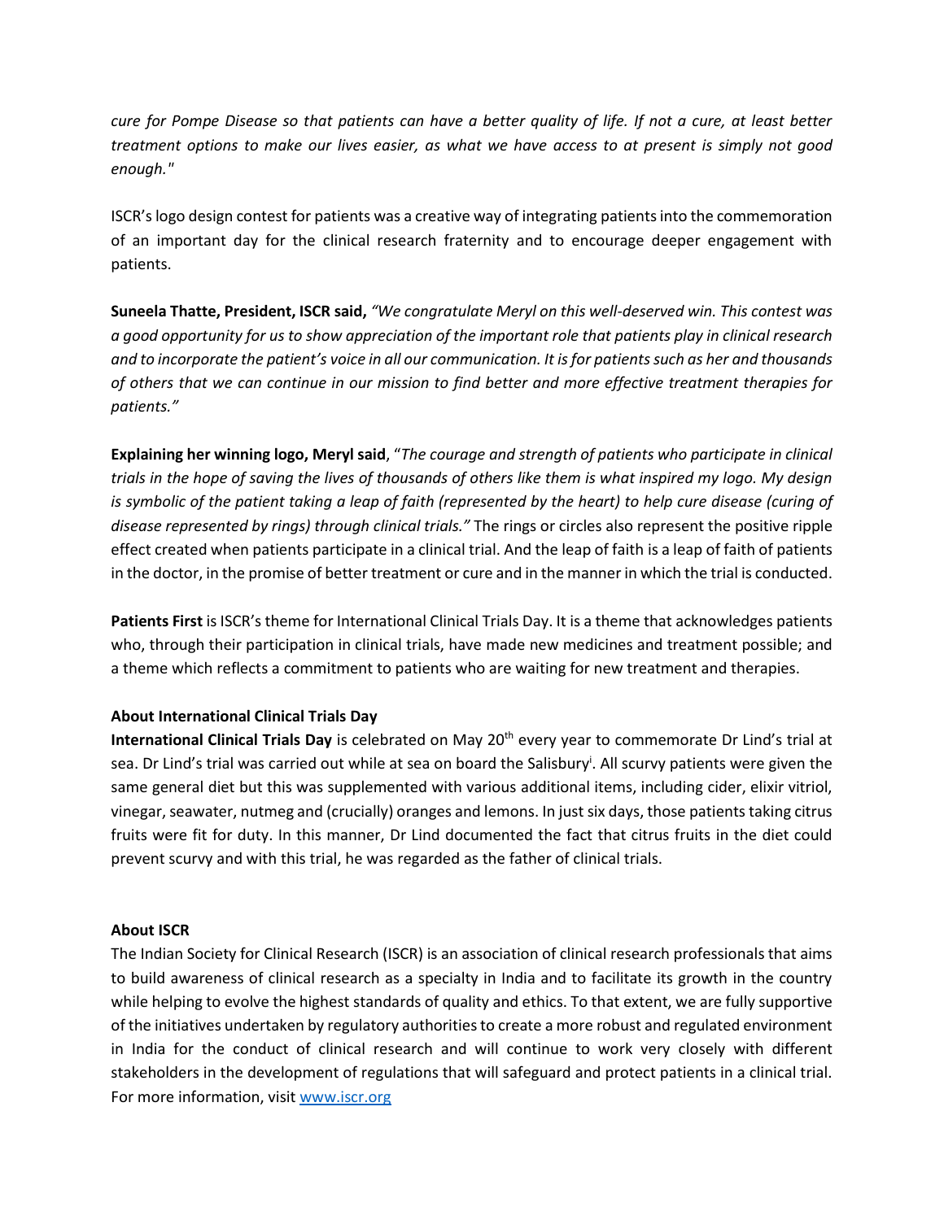*cure for Pompe Disease so that patients can have a better quality of life. If not a cure, at least better treatment options to make our lives easier, as what we have access to at present is simply not good enough."*

ISCR's logo design contest for patients was a creative way of integrating patients into the commemoration of an important day for the clinical research fraternity and to encourage deeper engagement with patients.

**Suneela Thatte, President, ISCR said,** *"We congratulate Meryl on this well-deserved win. This contest was a good opportunity for us to show appreciation of the important role that patients play in clinical research and to incorporate the patient's voice in all our communication. It is for patients such as her and thousands of others that we can continue in our mission to find better and more effective treatment therapies for patients."*

**Explaining her winning logo, Meryl said**, "*The courage and strength of patients who participate in clinical trials in the hope of saving the lives of thousands of others like them is what inspired my logo. My design is symbolic of the patient taking a leap of faith (represented by the heart) to help cure disease (curing of disease represented by rings) through clinical trials."* The rings or circles also represent the positive ripple effect created when patients participate in a clinical trial. And the leap of faith is a leap of faith of patients in the doctor, in the promise of better treatment or cure and in the manner in which the trial is conducted.

**Patients First** is ISCR's theme for International Clinical Trials Day. It is a theme that acknowledges patients who, through their participation in clinical trials, have made new medicines and treatment possible; and a theme which reflects a commitment to patients who are waiting for new treatment and therapies.

**About International Clinical Trials Day**

**International Clinical Trials Day** is celebrated on May 20th every year to commemorate Dr Lind's trial at sea. Dr Lind's trial was carried out while at sea on board the Salisbury[i]. All scurvy patients were given the same general diet but this was supplemented with various additional items, including cider, elixir vitriol, vinegar, seawater, nutmeg and (crucially) oranges and lemons. In just six days, those patients taking citrus fruits were fit for duty. In this manner, Dr Lind documented the fact that citrus fruits in the diet could prevent scurvy and with this trial, he was regarded as the father of clinical trials.

**About ISCR**

The Indian Society for Clinical Research (ISCR) is an association of clinical research professionals that aims to build awareness of clinical research as a specialty in India and to facilitate its growth in the country while helping to evolve the highest standards of quality and ethics. To that extent, we are fully supportive of the initiatives undertaken by regulatory authorities to create a more robust and regulated environment in India for the conduct of clinical research and will continue to work very closely with different stakeholders in the development of regulations that will safeguard and protect patients in a clinical trial. For more information, visit [www.iscr.org](http://www.iscr.org)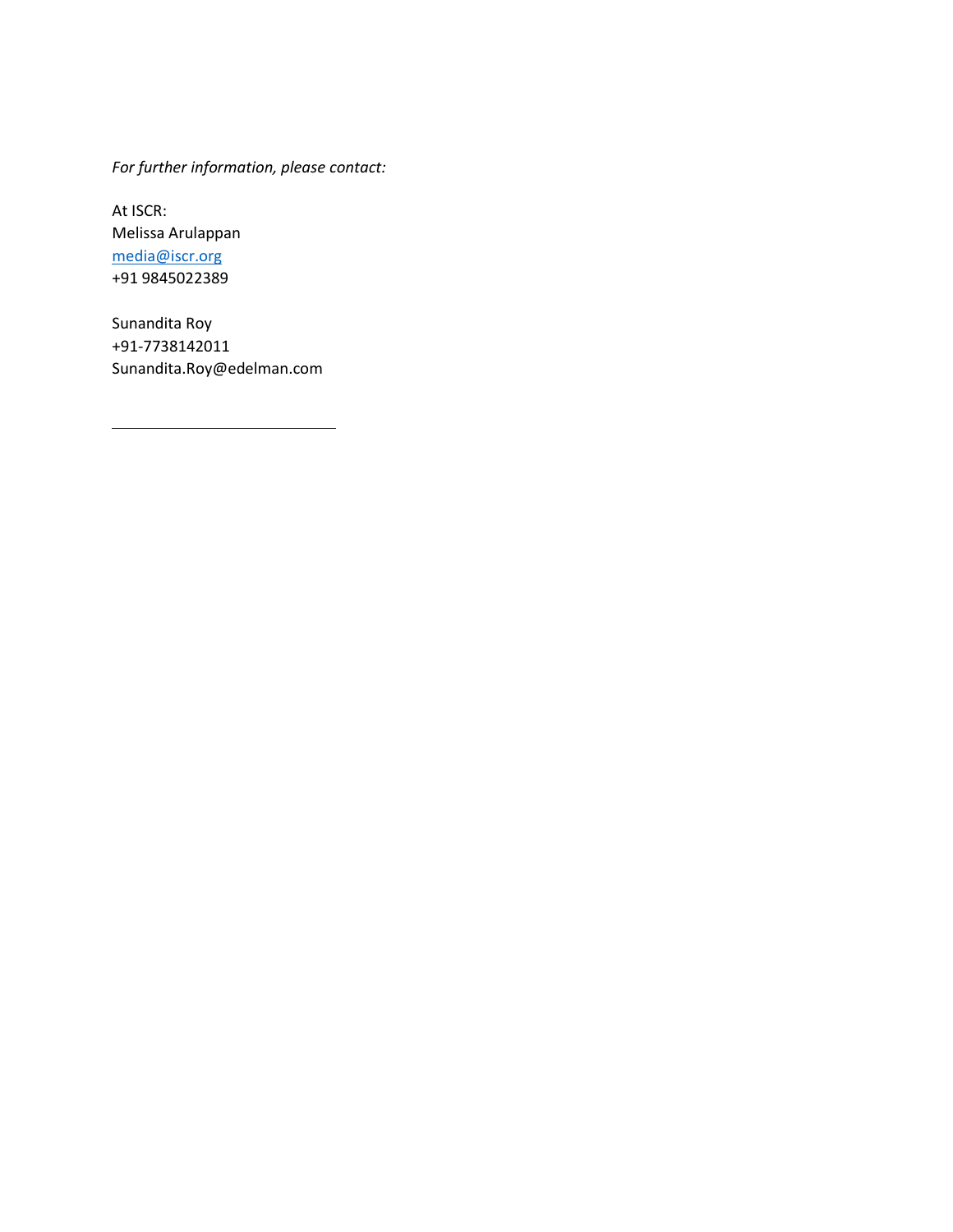*For further information, please contact:*

At ISCR:
Melissa Arulappan
media@iscr.org
+91 9845022389

Sunandita Roy
+91-7738142011
Sunandita.Roy@edelman.com